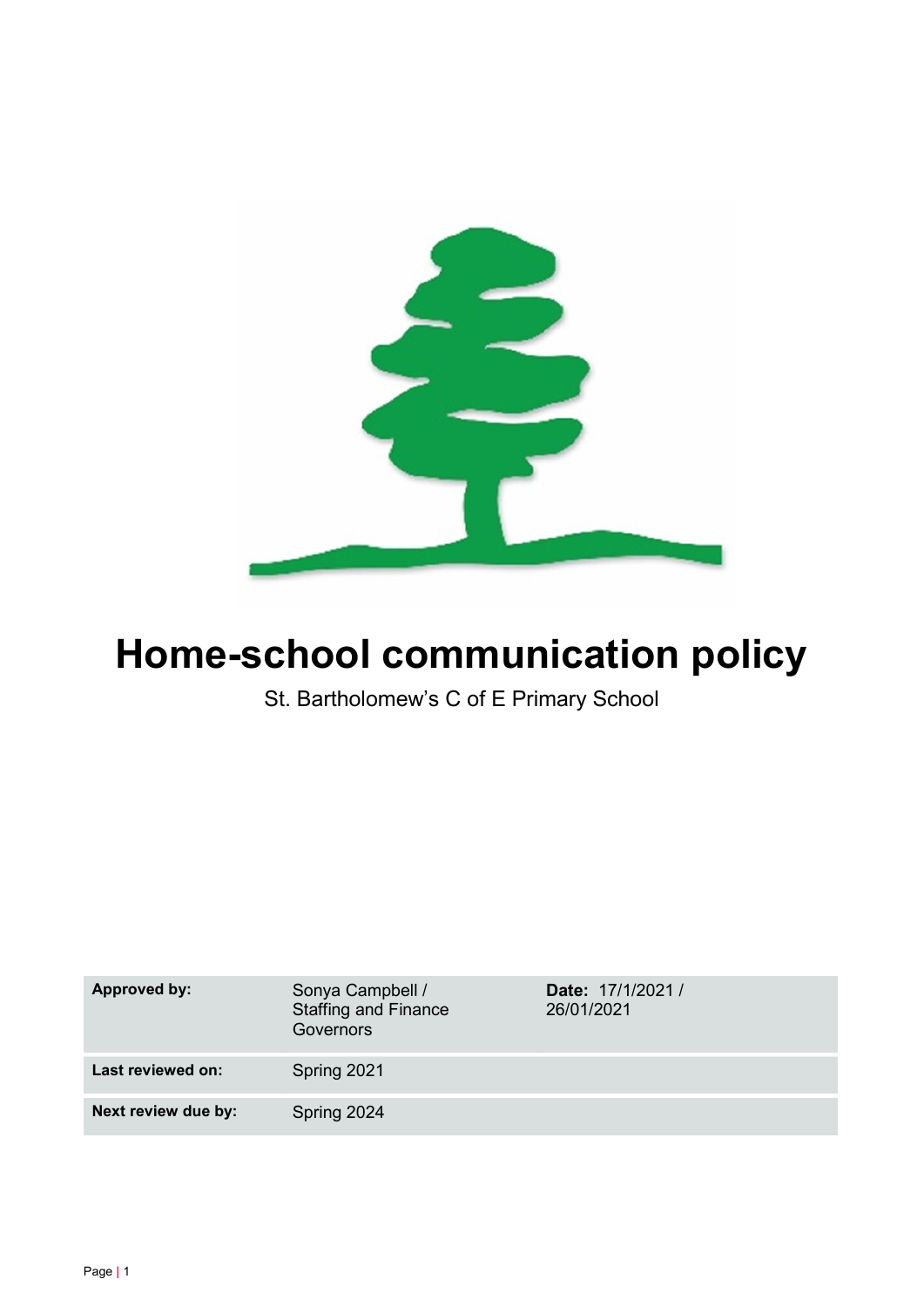# Home-school communication policy

St. Bartholomew's C of E Primary School

| | | |
|---|---|---|
| **Approved by:** | Sonya Campbell / Staffing and Finance Governors | **Date:** 17/1/2021 / 26/01/2021 |
| **Last reviewed on:** | Spring 2021 | |
| **Next review due by:** | Spring 2024 | |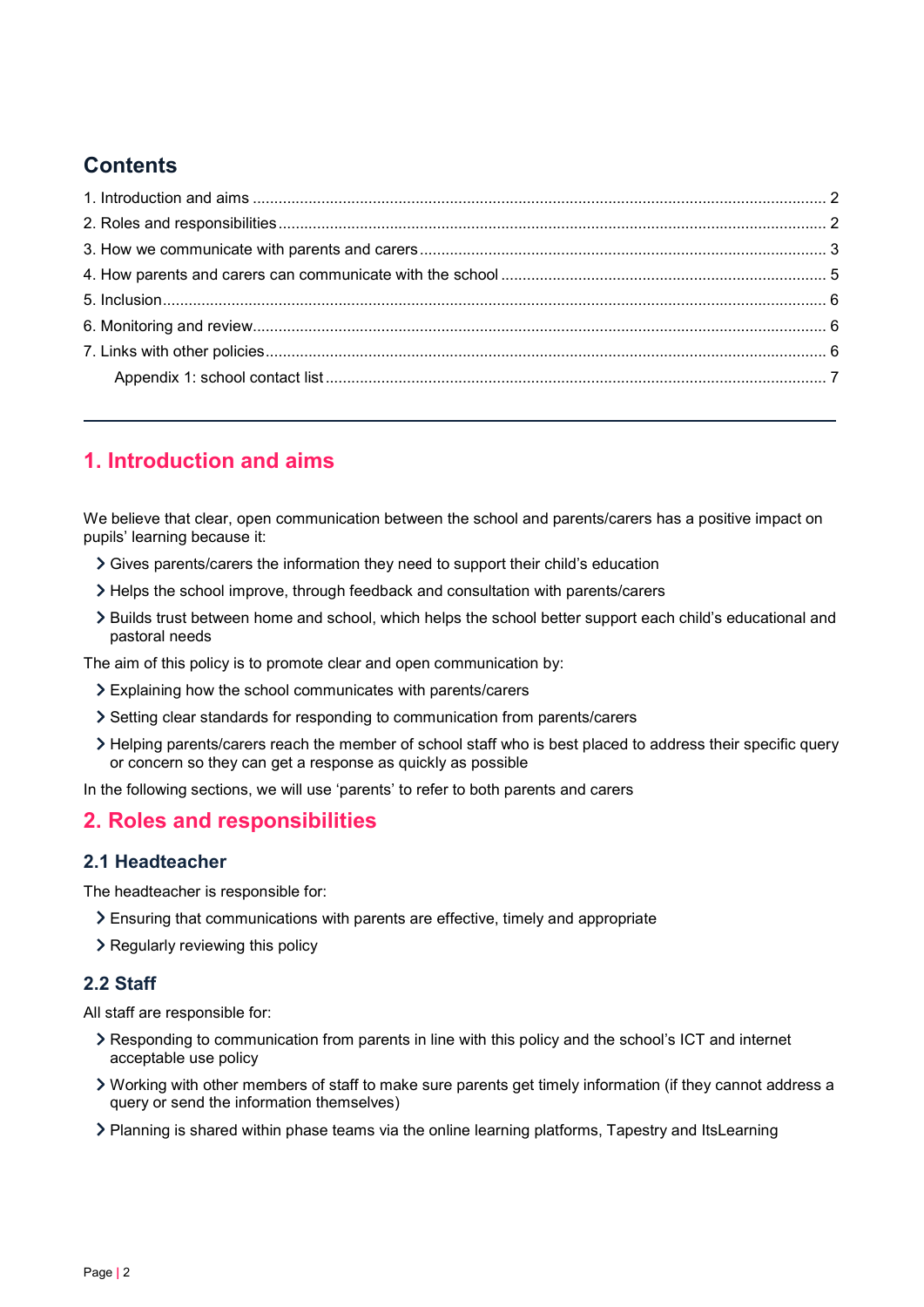## Contents

1. Introduction and aims ..... 2
2. Roles and responsibilities ..... 2
3. How we communicate with parents and carers ..... 3
4. How parents and carers can communicate with the school ..... 5
5. Inclusion ..... 6
6. Monitoring and review ..... 6
7. Links with other policies ..... 6
    Appendix 1: school contact list ..... 7

---

## 1. Introduction and aims

We believe that clear, open communication between the school and parents/carers has a positive impact on pupils' learning because it:

- Gives parents/carers the information they need to support their child's education
- Helps the school improve, through feedback and consultation with parents/carers
- Builds trust between home and school, which helps the school better support each child's educational and pastoral needs

The aim of this policy is to promote clear and open communication by:

- Explaining how the school communicates with parents/carers
- Setting clear standards for responding to communication from parents/carers
- Helping parents/carers reach the member of school staff who is best placed to address their specific query or concern so they can get a response as quickly as possible

In the following sections, we will use 'parents' to refer to both parents and carers

## 2. Roles and responsibilities

### 2.1 Headteacher

The headteacher is responsible for:

- Ensuring that communications with parents are effective, timely and appropriate
- Regularly reviewing this policy

### 2.2 Staff

All staff are responsible for:

- Responding to communication from parents in line with this policy and the school's ICT and internet acceptable use policy
- Working with other members of staff to make sure parents get timely information (if they cannot address a query or send the information themselves)
- Planning is shared within phase teams via the online learning platforms, Tapestry and ItsLearning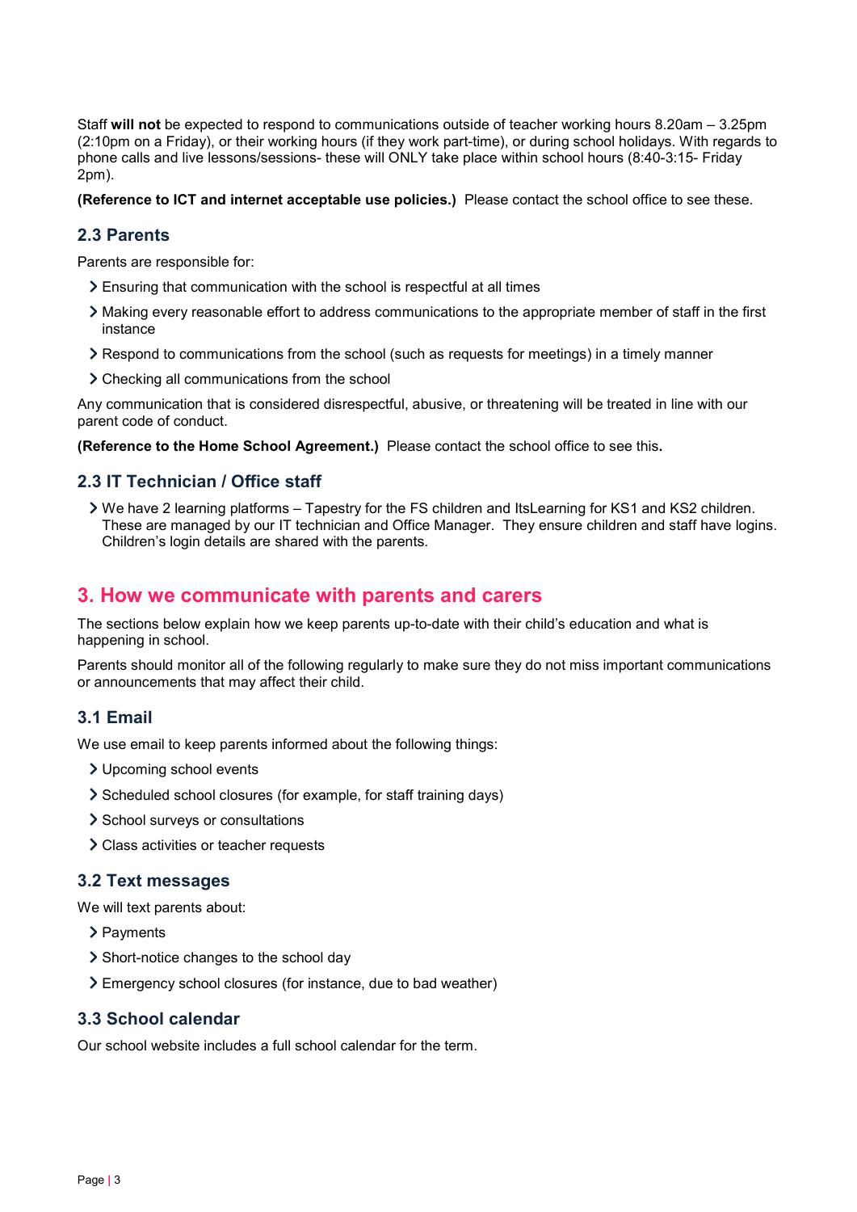Staff **will not** be expected to respond to communications outside of teacher working hours 8.20am – 3.25pm (2:10pm on a Friday), or their working hours (if they work part-time), or during school holidays. With regards to phone calls and live lessons/sessions- these will ONLY take place within school hours (8:40-3:15- Friday 2pm).

**(Reference to ICT and internet acceptable use policies.)** Please contact the school office to see these.

### 2.3 Parents

Parents are responsible for:

- Ensuring that communication with the school is respectful at all times
- Making every reasonable effort to address communications to the appropriate member of staff in the first instance
- Respond to communications from the school (such as requests for meetings) in a timely manner
- Checking all communications from the school

Any communication that is considered disrespectful, abusive, or threatening will be treated in line with our parent code of conduct.

**(Reference to the Home School Agreement.)** Please contact the school office to see this**.**

### 2.3 IT Technician / Office staff

- We have 2 learning platforms – Tapestry for the FS children and ItsLearning for KS1 and KS2 children. These are managed by our IT technician and Office Manager. They ensure children and staff have logins. Children's login details are shared with the parents.

## 3. How we communicate with parents and carers

The sections below explain how we keep parents up-to-date with their child's education and what is happening in school.

Parents should monitor all of the following regularly to make sure they do not miss important communications or announcements that may affect their child.

### 3.1 Email

We use email to keep parents informed about the following things:

- Upcoming school events
- Scheduled school closures (for example, for staff training days)
- School surveys or consultations
- Class activities or teacher requests

### 3.2 Text messages

We will text parents about:

- Payments
- Short-notice changes to the school day
- Emergency school closures (for instance, due to bad weather)

### 3.3 School calendar

Our school website includes a full school calendar for the term.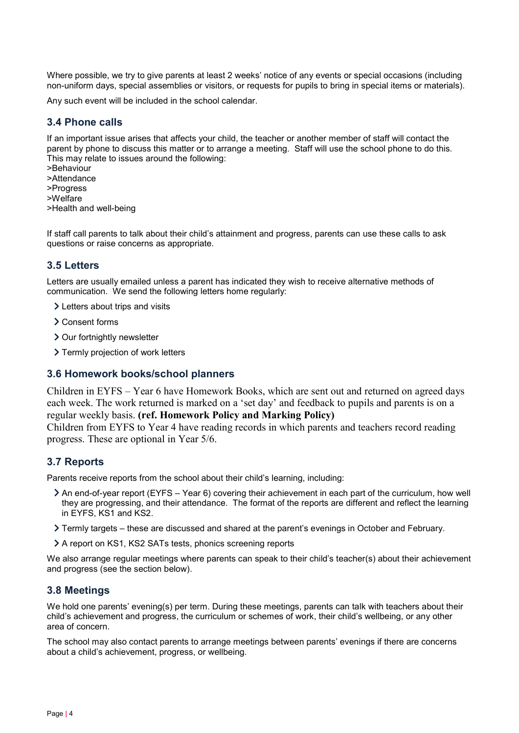Where possible, we try to give parents at least 2 weeks' notice of any events or special occasions (including non-uniform days, special assemblies or visitors, or requests for pupils to bring in special items or materials).

Any such event will be included in the school calendar.

### 3.4 Phone calls

If an important issue arises that affects your child, the teacher or another member of staff will contact the parent by phone to discuss this matter or to arrange a meeting. Staff will use the school phone to do this. This may relate to issues around the following:

>Behaviour
>Attendance
>Progress
>Welfare
>Health and well-being

If staff call parents to talk about their child's attainment and progress, parents can use these calls to ask questions or raise concerns as appropriate.

### 3.5 Letters

Letters are usually emailed unless a parent has indicated they wish to receive alternative methods of communication. We send the following letters home regularly:

- Letters about trips and visits
- Consent forms
- Our fortnightly newsletter
- Termly projection of work letters

### 3.6 Homework books/school planners

Children in EYFS – Year 6 have Homework Books, which are sent out and returned on agreed days each week. The work returned is marked on a 'set day' and feedback to pupils and parents is on a regular weekly basis. **(ref. Homework Policy and Marking Policy)**

Children from EYFS to Year 4 have reading records in which parents and teachers record reading progress. These are optional in Year 5/6.

### 3.7 Reports

Parents receive reports from the school about their child's learning, including:

- An end-of-year report (EYFS – Year 6) covering their achievement in each part of the curriculum, how well they are progressing, and their attendance. The format of the reports are different and reflect the learning in EYFS, KS1 and KS2.
- Termly targets – these are discussed and shared at the parent's evenings in October and February.
- A report on KS1, KS2 SATs tests, phonics screening reports

We also arrange regular meetings where parents can speak to their child's teacher(s) about their achievement and progress (see the section below).

### 3.8 Meetings

We hold one parents' evening(s) per term. During these meetings, parents can talk with teachers about their child's achievement and progress, the curriculum or schemes of work, their child's wellbeing, or any other area of concern.

The school may also contact parents to arrange meetings between parents' evenings if there are concerns about a child's achievement, progress, or wellbeing.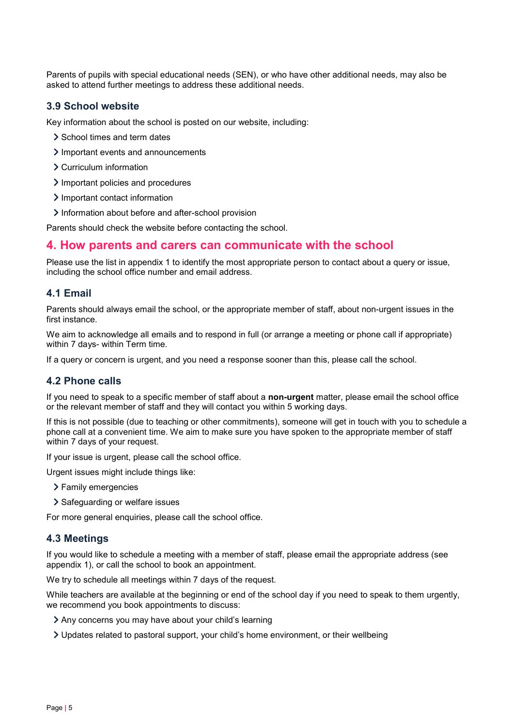Parents of pupils with special educational needs (SEN), or who have other additional needs, may also be asked to attend further meetings to address these additional needs.

### 3.9 School website

Key information about the school is posted on our website, including:

- School times and term dates
- Important events and announcements
- Curriculum information
- Important policies and procedures
- Important contact information
- Information about before and after-school provision

Parents should check the website before contacting the school.

## 4. How parents and carers can communicate with the school

Please use the list in appendix 1 to identify the most appropriate person to contact about a query or issue, including the school office number and email address.

### 4.1 Email

Parents should always email the school, or the appropriate member of staff, about non-urgent issues in the first instance.

We aim to acknowledge all emails and to respond in full (or arrange a meeting or phone call if appropriate) within 7 days- within Term time.

If a query or concern is urgent, and you need a response sooner than this, please call the school.

### 4.2 Phone calls

If you need to speak to a specific member of staff about a **non-urgent** matter, please email the school office or the relevant member of staff and they will contact you within 5 working days.

If this is not possible (due to teaching or other commitments), someone will get in touch with you to schedule a phone call at a convenient time. We aim to make sure you have spoken to the appropriate member of staff within 7 days of your request.

If your issue is urgent, please call the school office.

Urgent issues might include things like:

- Family emergencies
- Safeguarding or welfare issues

For more general enquiries, please call the school office.

### 4.3 Meetings

If you would like to schedule a meeting with a member of staff, please email the appropriate address (see appendix 1), or call the school to book an appointment.

We try to schedule all meetings within 7 days of the request.

While teachers are available at the beginning or end of the school day if you need to speak to them urgently, we recommend you book appointments to discuss:

- Any concerns you may have about your child's learning
- Updates related to pastoral support, your child's home environment, or their wellbeing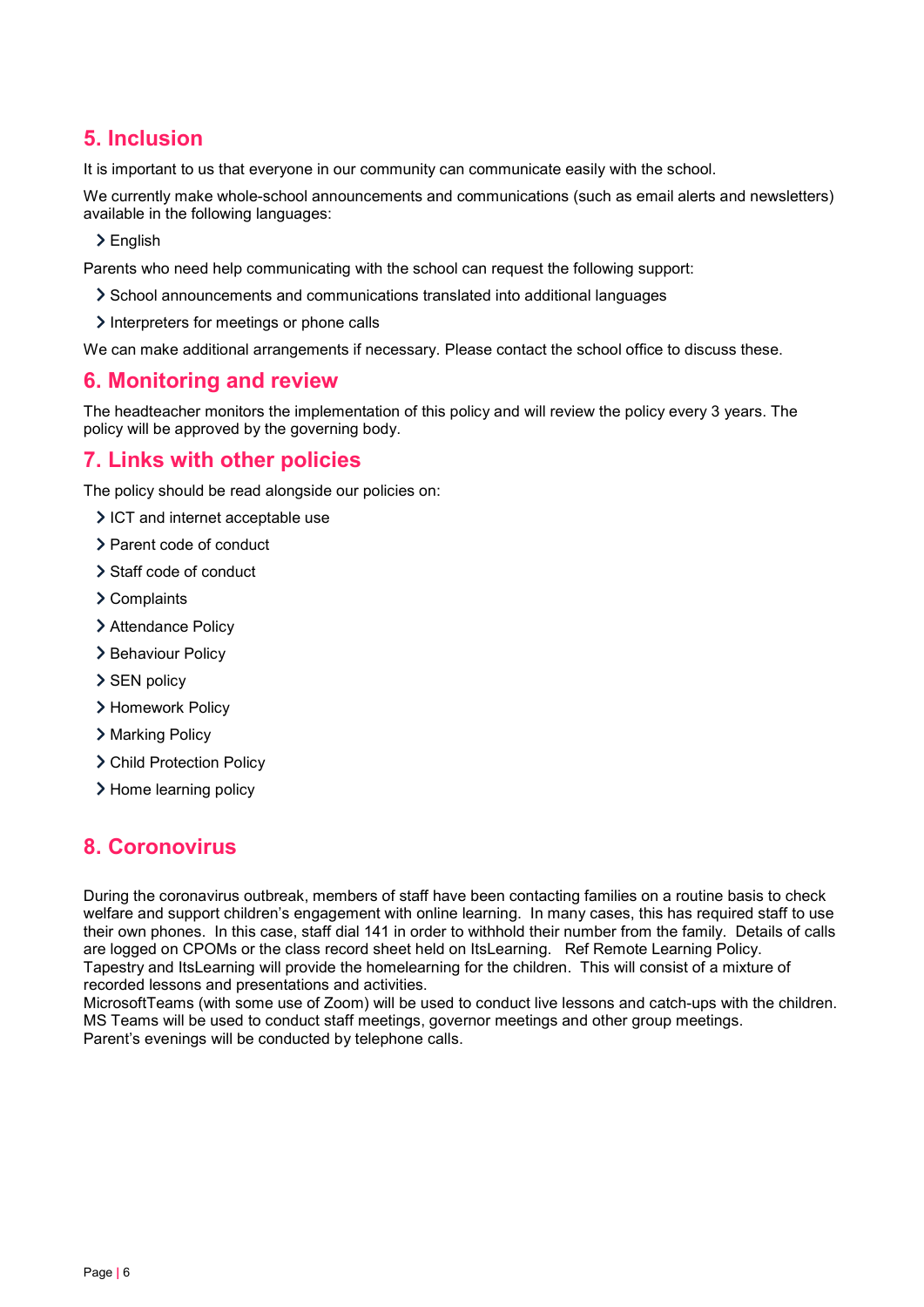## 5. Inclusion

It is important to us that everyone in our community can communicate easily with the school.

We currently make whole-school announcements and communications (such as email alerts and newsletters) available in the following languages:

- English

Parents who need help communicating with the school can request the following support:

- School announcements and communications translated into additional languages
- Interpreters for meetings or phone calls

We can make additional arrangements if necessary. Please contact the school office to discuss these.

## 6. Monitoring and review

The headteacher monitors the implementation of this policy and will review the policy every 3 years. The policy will be approved by the governing body.

## 7. Links with other policies

The policy should be read alongside our policies on:

- ICT and internet acceptable use
- Parent code of conduct
- Staff code of conduct
- Complaints
- Attendance Policy
- Behaviour Policy
- SEN policy
- Homework Policy
- Marking Policy
- Child Protection Policy
- Home learning policy

## 8. Coronovirus

During the coronavirus outbreak, members of staff have been contacting families on a routine basis to check welfare and support children's engagement with online learning. In many cases, this has required staff to use their own phones. In this case, staff dial 141 in order to withhold their number from the family. Details of calls are logged on CPOMs or the class record sheet held on ItsLearning. Ref Remote Learning Policy.
Tapestry and ItsLearning will provide the homelearning for the children. This will consist of a mixture of recorded lessons and presentations and activities.
MicrosoftTeams (with some use of Zoom) will be used to conduct live lessons and catch-ups with the children.
MS Teams will be used to conduct staff meetings, governor meetings and other group meetings.
Parent's evenings will be conducted by telephone calls.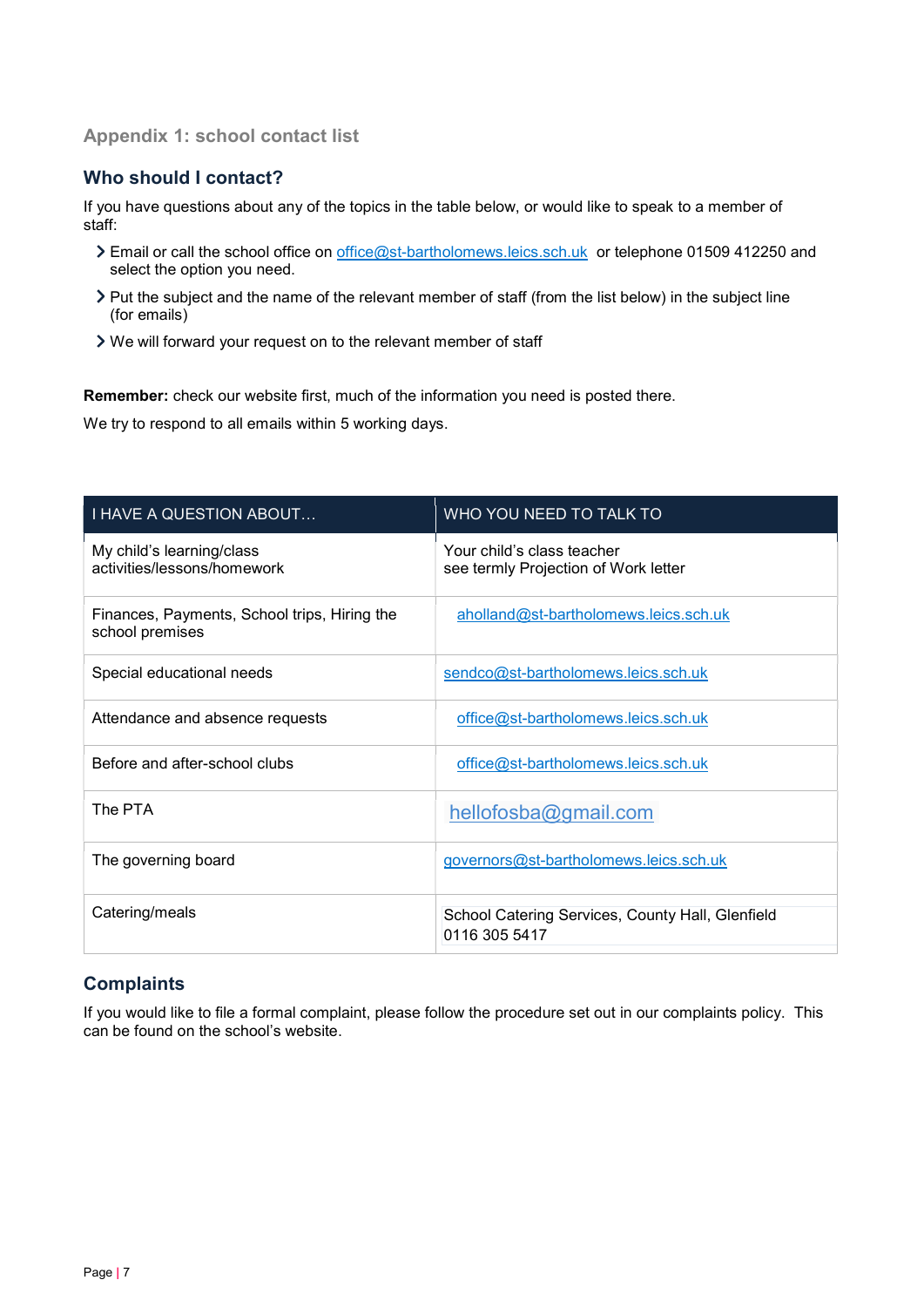## Appendix 1: school contact list

### Who should I contact?

If you have questions about any of the topics in the table below, or would like to speak to a member of staff:

- Email or call the school office on office@st-bartholomews.leics.sch.uk or telephone 01509 412250 and select the option you need.
- Put the subject and the name of the relevant member of staff (from the list below) in the subject line (for emails)
- We will forward your request on to the relevant member of staff

**Remember:** check our website first, much of the information you need is posted there.

We try to respond to all emails within 5 working days.

| I HAVE A QUESTION ABOUT… | WHO YOU NEED TO TALK TO |
|---|---|
| My child's learning/class activities/lessons/homework | Your child's class teacher<br>see termly Projection of Work letter |
| Finances, Payments, School trips, Hiring the school premises | aholland@st-bartholomews.leics.sch.uk |
| Special educational needs | sendco@st-bartholomews.leics.sch.uk |
| Attendance and absence requests | office@st-bartholomews.leics.sch.uk |
| Before and after-school clubs | office@st-bartholomews.leics.sch.uk |
| The PTA | hellofosba@gmail.com |
| The governing board | governors@st-bartholomews.leics.sch.uk |
| Catering/meals | School Catering Services, County Hall, Glenfield<br>0116 305 5417 |

### Complaints

If you would like to file a formal complaint, please follow the procedure set out in our complaints policy. This can be found on the school's website.